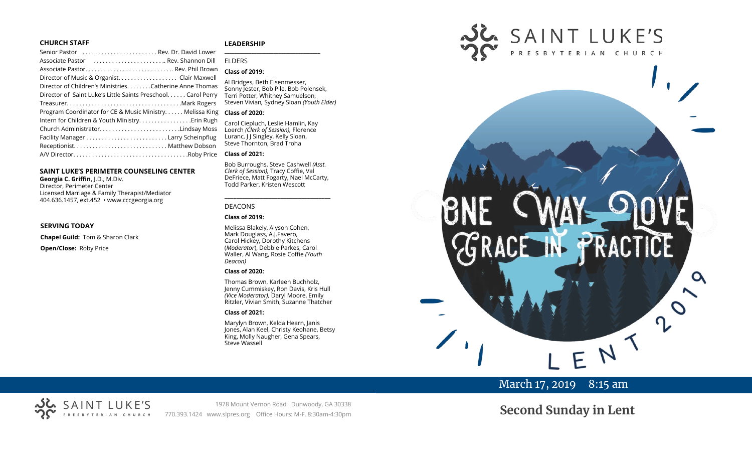## CHURCH STAFF

Senior Pastor ........................ Rev. Dr. David Lower
Associate Pastor ........................ Rev. Shannon Dill
Associate Pastor............................ Rev. Phil Brown
Director of Music & Organist.................. Clair Maxwell
Director of Children's Ministries........Catherine Anne Thomas
Director of Saint Luke's Little Saints Preschool...... Carol Perry
Treasurer...................................Mark Rogers
Program Coordinator for CE & Music Ministry...... Melissa King
Intern for Children & Youth Ministry................Erin Rugh
Church Administrator.........................Lindsay Moss
Facility Manager ......................... Larry Scheinpflug
Receptionist............................ Matthew Dobson
A/V Director...................................Roby Price

## SAINT LUKE'S PERIMETER COUNSELING CENTER

**Georgia C. Griffin,** J.D., M.Div.
Director, Perimeter Center
Licensed Marriage & Family Therapist/Mediator
404.636.1457, ext.452 • www.cccgeorgia.org

## SERVING TODAY

**Chapel Guild:** Tom & Sharon Clark

**Open/Close:** Roby Price

## LEADERSHIP

ELDERS

**Class of 2019:**

Al Bridges, Beth Eisenmesser, Sonny Jester, Bob Pile, Bob Polensek, Terri Potter, Whitney Samuelson, Steven Vivian*,* Sydney Sloan *(Youth Elder)*

**Class of 2020:**

Carol Ciepluch, Leslie Hamlin, Kay Loerch *(Clerk of Session),* Florence Luranc, J J Singley, Kelly Sloan, Steve Thornton, Brad Troha

**Class of 2021:**

Bob Burroughs, Steve Cashwell *(Asst. Clerk of Session),* Tracy Coffie, Val DeFriece, Matt Fogarty, Nael McCarty, Todd Parker, Kristen Wescott

DEACONS

**Class of 2019:**

Melissa Blakely, Alyson Cohen, Mark Douglass, A.J.Favero, Carol Hickey, Dorothy Kitchens (*Moderator*), Debbie Parkes, Carol Waller, Al Wang, Rosie Coffie *(Youth Deacon)*

**Class of 2020:**

Thomas Brown, Karleen Buchholz, Jenny Cummiskey, Ron Davis, Kris Hull *(Vice Moderator),* Daryl Moore, Emily Ritzler, Vivian Smith, Suzanne Thatcher

**Class of 2021:**

Marylyn Brown, Kelda Hearn, Janis Jones, Alan Keel, Christy Keohane, Betsy King, Molly Naugher, Gena Spears, Steve Wassell

SAINT LUKE'S PRESBYTERIAN CHURCH

1978 Mount Vernon Road Dunwoody, GA 30338
770.393.1424 www.slpres.org Office Hours: M-F, 8:30am-4:30pm

# SAINT LUKE'S PRESBYTERIAN CHURCH

ONE WAY LOVE
GRACE IN PRACTICE
LENT 2019

March 17, 2019 8:15 am

# Second Sunday in Lent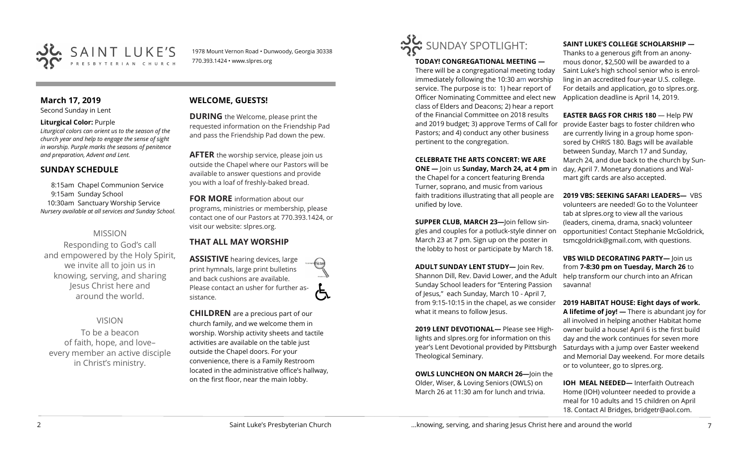SAINT LUKE'S PRESBYTERIAN CHURCH

1978 Mount Vernon Road • Dunwoody, Georgia 30338
770.393.1424 • www.slpres.org

## March 17, 2019

Second Sunday in Lent

**Liturgical Color:** Purple

*Liturgical colors can orient us to the season of the church year and help to engage the sense of sight in worship. Purple marks the seasons of penitence and preparation, Advent and Lent.*

## SUNDAY SCHEDULE

8:15am Chapel Communion Service
9:15am Sunday School
10:30am Sanctuary Worship Service
*Nursery available at all services and Sunday School.*

## MISSION

Responding to God's call and empowered by the Holy Spirit, we invite all to join us in knowing, serving, and sharing Jesus Christ here and around the world.

## VISION

To be a beacon of faith, hope, and love– every member an active disciple in Christ's ministry.

## WELCOME, GUESTS!

**DURING** the Welcome, please print the requested information on the Friendship Pad and pass the Friendship Pad down the pew.

**AFTER** the worship service, please join us outside the Chapel where our Pastors will be available to answer questions and provide you with a loaf of freshly-baked bread.

**FOR MORE** information about our programs, ministries or membership, please contact one of our Pastors at 770.393.1424, or visit our website: slpres.org.

## THAT ALL MAY WORSHIP

**ASSISTIVE** hearing devices, large print hymnals, large print bulletins and back cushions are available. Please contact an usher for further assistance.

**CHILDREN** are a precious part of our church family, and we welcome them in worship. Worship activity sheets and tactile activities are available on the table just outside the Chapel doors. For your convenience, there is a Family Restroom located in the administrative office's hallway, on the first floor, near the main lobby.

## SUNDAY SPOTLIGHT:

**TODAY! CONGREGATIONAL MEETING —** There will be a congregational meeting today immediately following the 10:30 am worship service. The purpose is to: 1) hear report of Officer Nominating Committee and elect new class of Elders and Deacons; 2) hear a report of the Financial Committee on 2018 results and 2019 budget; 3) approve Terms of Call for Pastors; and 4) conduct any other business pertinent to the congregation.

**CELEBRATE THE ARTS CONCERT: WE ARE ONE —** Join us **Sunday, March 24, at 4 pm** in the Chapel for a concert featuring Brenda Turner, soprano, and music from various faith traditions illustrating that all people are unified by love.

**SUPPER CLUB, MARCH 23—**Join fellow singles and couples for a potluck-style dinner on March 23 at 7 pm. Sign up on the poster in the lobby to host or participate by March 18.

**ADULT SUNDAY LENT STUDY—** Join Rev. Shannon Dill, Rev. David Lower, and the Adult Sunday School leaders for "Entering Passion of Jesus," each Sunday, March 10 - April 7, from 9:15-10:15 in the chapel, as we consider what it means to follow Jesus.

**2019 LENT DEVOTIONAL—** Please see Highlights and slpres.org for information on this year's Lent Devotional provided by Pittsburgh Theological Seminary.

**OWLS LUNCHEON ON MARCH 26—**Join the Older, Wiser, & Loving Seniors (OWLS) on March 26 at 11:30 am for lunch and trivia.

**SAINT LUKE'S COLLEGE SCHOLARSHIP —** Thanks to a generous gift from an anonymous donor, $2,500 will be awarded to a Saint Luke's high school senior who is enrolling in an accredited four-year U.S. college. For details and application, go to slpres.org. Application deadline is April 14, 2019.

**EASTER BAGS FOR CHRIS 180** — Help PW provide Easter bags to foster children who are currently living in a group home sponsored by CHRIS 180. Bags will be available between Sunday, March 17 and Sunday, March 24, and due back to the church by Sunday, April 7. Monetary donations and Walmart gift cards are also accepted.

**2019 VBS: SEEKING SAFARI LEADERS—** VBS volunteers are needed! Go to the Volunteer tab at slpres.org to view all the various (leaders, cinema, drama, snack) volunteer opportunities! Contact Stephanie McGoldrick, tsmcgoldrick@gmail.com, with questions.

**VBS WILD DECORATING PARTY—** Join us from **7-8:30 pm on Tuesday, March 26** to help transform our church into an African savanna!

**2019 HABITAT HOUSE: Eight days of work. A lifetime of joy! —** There is abundant joy for all involved in helping another Habitat home owner build a house! April 6 is the first build day and the work continues for seven more Saturdays with a jump over Easter weekend and Memorial Day weekend. For more details or to volunteer, go to slpres.org.

**IOH MEAL NEEDED—** Interfaith Outreach Home (IOH) volunteer needed to provide a meal for 10 adults and 15 children on April 18. Contact Al Bridges, bridgetr@aol.com.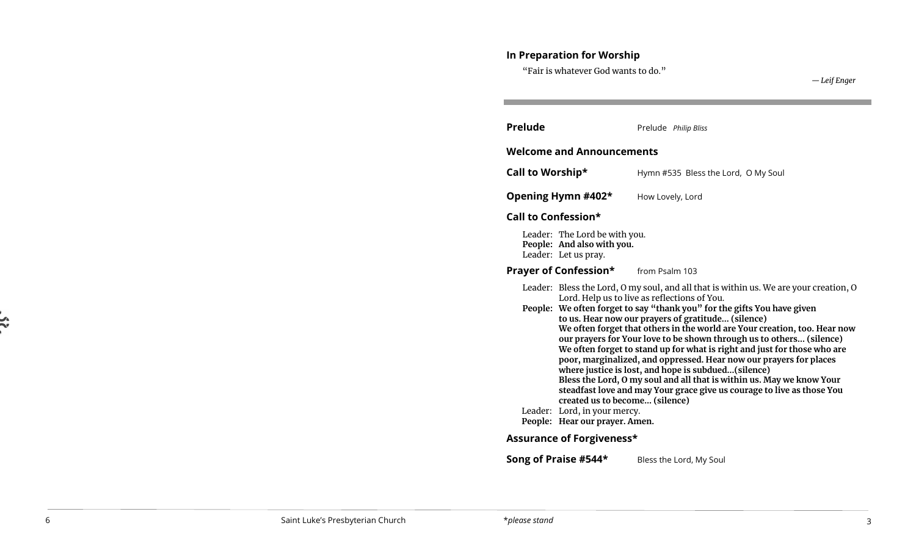## In Preparation for Worship

"Fair is whatever God wants to do."

*— Leif Enger*

---

**Prelude** Prelude *Philip Bliss*

**Welcome and Announcements**

**Call to Worship*** Hymn #535 Bless the Lord, O My Soul

**Opening Hymn #402*** How Lovely, Lord

**Call to Confession***

Leader: The Lord be with you.
**People: And also with you.**
Leader: Let us pray.

**Prayer of Confession*** from Psalm 103

Leader: Bless the Lord, O my soul, and all that is within us. We are your creation, O Lord. Help us to live as reflections of You.

**People: We often forget to say "thank you" for the gifts You have given to us. Hear now our prayers of gratitude… (silence)**
**We often forget that others in the world are Your creation, too. Hear now our prayers for Your love to be shown through us to others… (silence)**
**We often forget to stand up for what is right and just for those who are poor, marginalized, and oppressed. Hear now our prayers for places where justice is lost, and hope is subdued…(silence)**
**Bless the Lord, O my soul and all that is within us. May we know Your steadfast love and may Your grace give us courage to live as those You created us to become… (silence)**

Leader: Lord, in your mercy.
**People: Hear our prayer. Amen.**

**Assurance of Forgiveness***

**Song of Praise #544*** Bless the Lord, My Soul

*please stand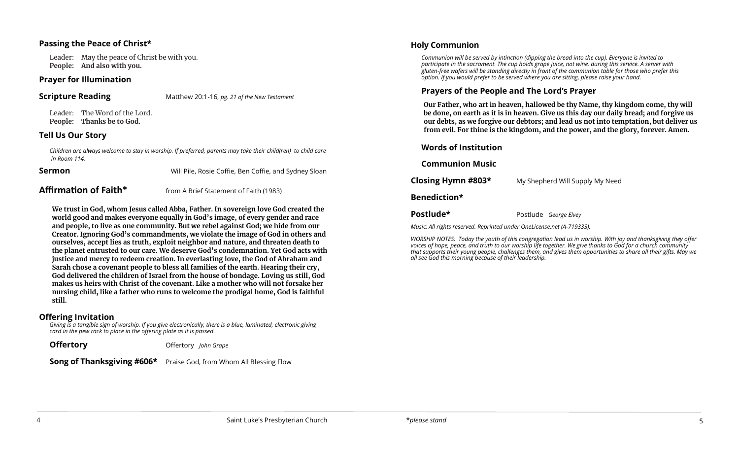## Passing the Peace of Christ*

Leader: May the peace of Christ be with you.
**People: And also with you.**

## Prayer for Illumination

## Scripture Reading

Matthew 20:1-16, *pg. 21 of the New Testament*

Leader: The Word of the Lord.
**People: Thanks be to God.**

## Tell Us Our Story

*Children are always welcome to stay in worship. If preferred, parents may take their child(ren) to child care in Room 114.*

## Sermon

Will Pile, Rosie Coffie, Ben Coffie, and Sydney Sloan

## Affirmation of Faith*

from A Brief Statement of Faith (1983)

**We trust in God, whom Jesus called Abba, Father. In sovereign love God created the world good and makes everyone equally in God's image, of every gender and race and people, to live as one community. But we rebel against God; we hide from our Creator. Ignoring God's commandments, we violate the image of God in others and ourselves, accept lies as truth, exploit neighbor and nature, and threaten death to the planet entrusted to our care. We deserve God's condemnation. Yet God acts with justice and mercy to redeem creation. In everlasting love, the God of Abraham and Sarah chose a covenant people to bless all families of the earth. Hearing their cry, God delivered the children of Israel from the house of bondage. Loving us still, God makes us heirs with Christ of the covenant. Like a mother who will not forsake her nursing child, like a father who runs to welcome the prodigal home, God is faithful still.**

## Offering Invitation

*Giving is a tangible sign of worship. If you give electronically, there is a blue, laminated, electronic giving card in the pew rack to place in the offering plate as it is passed.*

### Offertory

Offertory *John Grape*

### Song of Thanksgiving #606*

Praise God, from Whom All Blessing Flow

## Holy Communion

*Communion will be served by intinction (dipping the bread into the cup). Everyone is invited to participate in the sacrament. The cup holds grape juice, not wine, during this service. A server with gluten-free wafers will be standing directly in front of the communion table for those who prefer this option. If you would prefer to be served where you are sitting, please raise your hand.*

### Prayers of the People and The Lord's Prayer

**Our Father, who art in heaven, hallowed be thy Name, thy kingdom come, thy will be done, on earth as it is in heaven. Give us this day our daily bread; and forgive us our debts, as we forgive our debtors; and lead us not into temptation, but deliver us from evil. For thine is the kingdom, and the power, and the glory, forever. Amen.**

### Words of Institution

### Communion Music

## Closing Hymn #803*

My Shepherd Will Supply My Need

## Benediction*

## Postlude*

Postlude *George Elvey*

*Music: All rights reserved. Reprinted under OneLicense.net (A-719333).*

*WORSHIP NOTES: Today the youth of this congregation lead us in worship. With joy and thanksgiving they offer voices of hope, peace, and truth to our worship life together. We give thanks to God for a church community that supports their young people, challenges them, and gives them opportunities to share all their gifts. May we all see God this morning because of their leadership.*

**please stand*